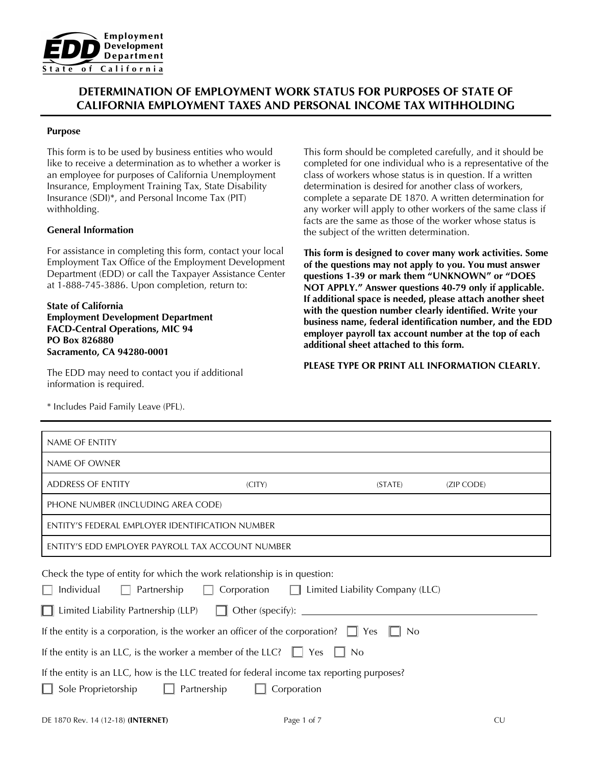**EDD** Employment Development Department
State of California

# DETERMINATION OF EMPLOYMENT WORK STATUS FOR PURPOSES OF STATE OF CALIFORNIA EMPLOYMENT TAXES AND PERSONAL INCOME TAX WITHHOLDING

**Purpose**

This form is to be used by business entities who would like to receive a determination as to whether a worker is an employee for purposes of California Unemployment Insurance, Employment Training Tax, State Disability Insurance (SDI)*, and Personal Income Tax (PIT) withholding.

**General Information**

For assistance in completing this form, contact your local Employment Tax Office of the Employment Development Department (EDD) or call the Taxpayer Assistance Center at 1-888-745-3886. Upon completion, return to:

**State of California**
**Employment Development Department**
**FACD-Central Operations, MIC 94**
**PO Box 826880**
**Sacramento, CA 94280-0001**

The EDD may need to contact you if additional information is required.

This form should be completed carefully, and it should be completed for one individual who is a representative of the class of workers whose status is in question. If a written determination is desired for another class of workers, complete a separate DE 1870. A written determination for any worker will apply to other workers of the same class if facts are the same as those of the worker whose status is the subject of the written determination.

**This form is designed to cover many work activities. Some of the questions may not apply to you. You must answer questions 1-39 or mark them "UNKNOWN" or "DOES NOT APPLY." Answer questions 40-79 only if applicable. If additional space is needed, please attach another sheet with the question number clearly identified. Write your business name, federal identification number, and the EDD employer payroll tax account number at the top of each additional sheet attached to this form.**

**PLEASE TYPE OR PRINT ALL INFORMATION CLEARLY.**

\* Includes Paid Family Leave (PFL).

| | | | |
|---|---|---|---|
| NAME OF ENTITY | | | |
| NAME OF OWNER | | | |
| ADDRESS OF ENTITY | (CITY) | (STATE) | (ZIP CODE) |
| PHONE NUMBER (INCLUDING AREA CODE) | | | |
| ENTITY'S FEDERAL EMPLOYER IDENTIFICATION NUMBER | | | |
| ENTITY'S EDD EMPLOYER PAYROLL TAX ACCOUNT NUMBER | | | |

Check the type of entity for which the work relationship is in question:

☐ Individual ☐ Partnership ☐ Corporation ☐ Limited Liability Company (LLC)

☐ Limited Liability Partnership (LLP) ☐ Other (specify): ____________________

If the entity is a corporation, is the worker an officer of the corporation? ☐ Yes ☐ No

If the entity is an LLC, is the worker a member of the LLC? ☐ Yes ☐ No

If the entity is an LLC, how is the LLC treated for federal income tax reporting purposes?

☐ Sole Proprietorship ☐ Partnership ☐ Corporation

DE 1870 Rev. 14 (12-18) **(INTERNET)** CU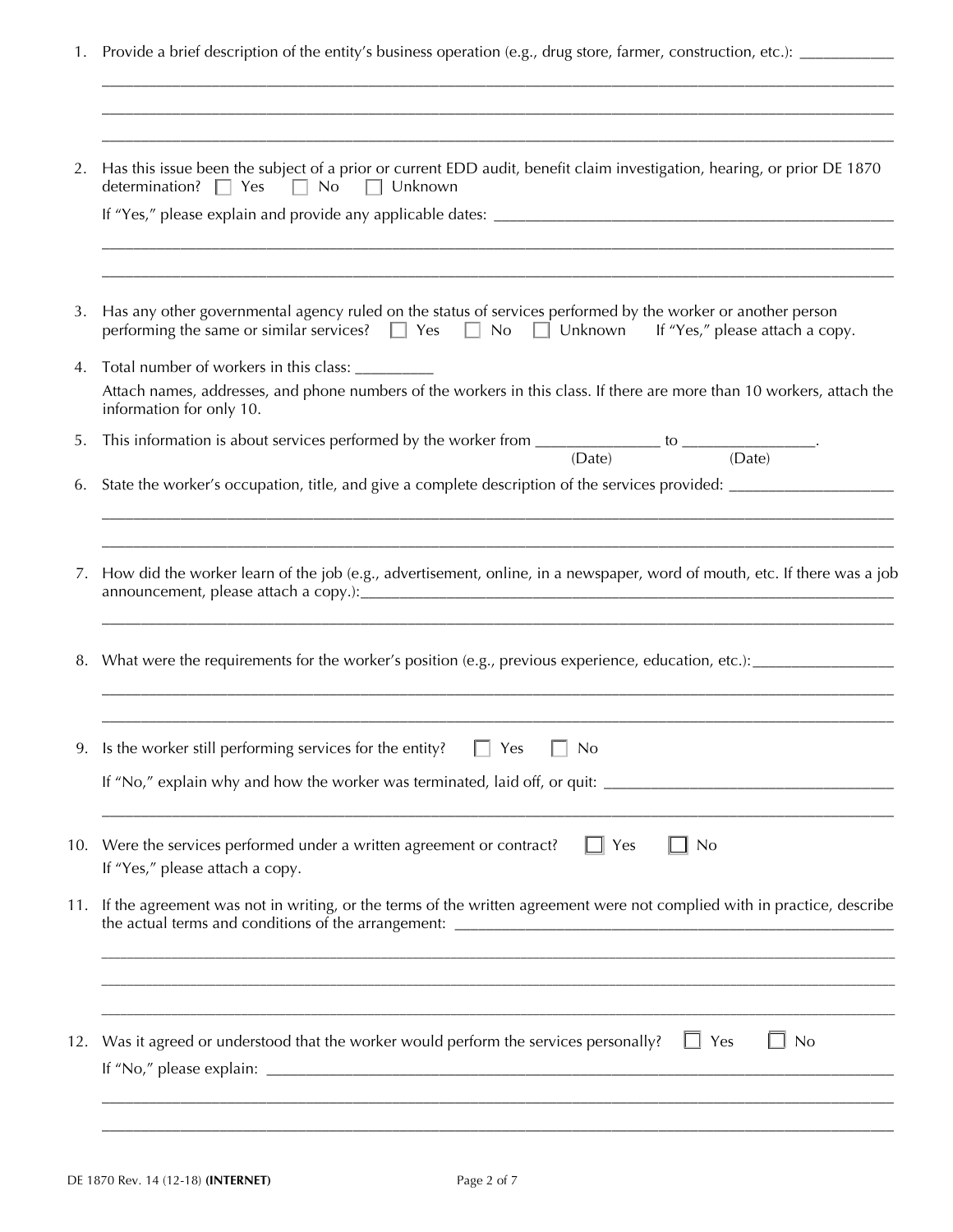1. Provide a brief description of the entity's business operation (e.g., drug store, farmer, construction, etc.): ___________

   ___________________________________________________________________________

   ___________________________________________________________________________

   ___________________________________________________________________________

2. Has this issue been the subject of a prior or current EDD audit, benefit claim investigation, hearing, or prior DE 1870 determination? ☐ Yes ☐ No ☐ Unknown

   If "Yes," please explain and provide any applicable dates: ___________________________________________

   ___________________________________________________________________________

   ___________________________________________________________________________

3. Has any other governmental agency ruled on the status of services performed by the worker or another person performing the same or similar services? ☐ Yes ☐ No ☐ Unknown If "Yes," please attach a copy.

4. Total number of workers in this class: _________

   Attach names, addresses, and phone numbers of the workers in this class. If there are more than 10 workers, attach the information for only 10.

5. This information is about services performed by the worker from _______________ (Date) to ________________ (Date).

6. State the worker's occupation, title, and give a complete description of the services provided: ___________________

   ___________________________________________________________________________

   ___________________________________________________________________________

7. How did the worker learn of the job (e.g., advertisement, online, in a newspaper, word of mouth, etc. If there was a job announcement, please attach a copy.):___________________________________________________

   ___________________________________________________________________________

8. What were the requirements for the worker's position (e.g., previous experience, education, etc.):_________________

   ___________________________________________________________________________

   ___________________________________________________________________________

9. Is the worker still performing services for the entity? ☐ Yes ☐ No

   If "No," explain why and how the worker was terminated, laid off, or quit: __________________________________

   ___________________________________________________________________________

10. Were the services performed under a written agreement or contract? ☐ Yes ☐ No

    If "Yes," please attach a copy.

11. If the agreement was not in writing, or the terms of the written agreement were not complied with in practice, describe the actual terms and conditions of the arrangement: ___________________________________________

    ___________________________________________________________________________

    ___________________________________________________________________________

    ___________________________________________________________________________

12. Was it agreed or understood that the worker would perform the services personally? ☐ Yes ☐ No

    If "No," please explain: ___________________________________________________________

    ___________________________________________________________________________

    ___________________________________________________________________________

DE 1870 Rev. 14 (12-18) **(INTERNET)**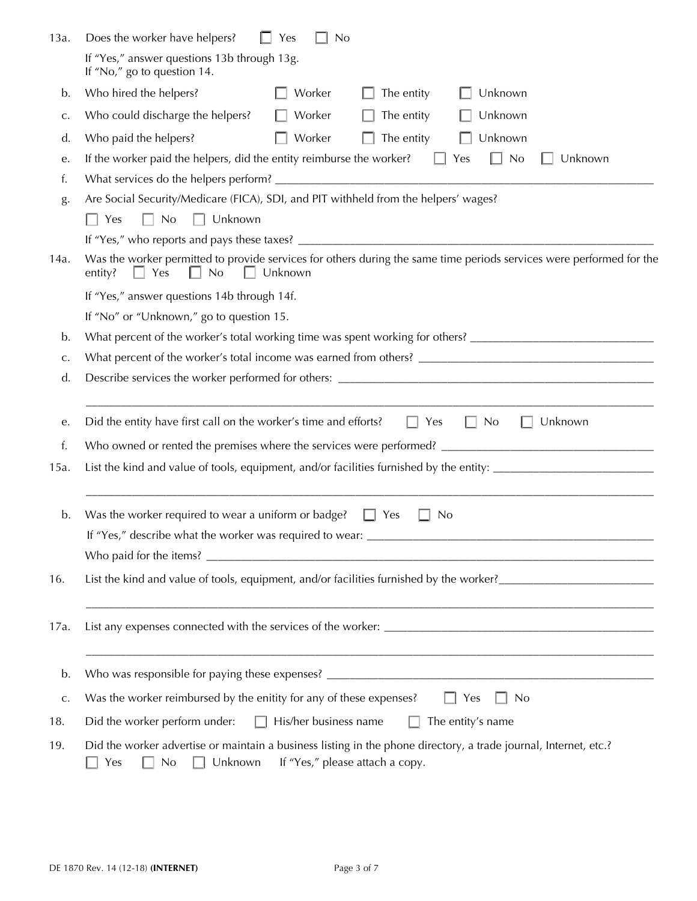13a. Does the worker have helpers? ☐ Yes ☐ No

If "Yes," answer questions 13b through 13g.
If "No," go to question 14.

b. Who hired the helpers? ☐ Worker ☐ The entity ☐ Unknown

c. Who could discharge the helpers? ☐ Worker ☐ The entity ☐ Unknown

d. Who paid the helpers? ☐ Worker ☐ The entity ☐ Unknown

e. If the worker paid the helpers, did the entity reimburse the worker? ☐ Yes ☐ No ☐ Unknown

f. What services do the helpers perform? ______________________________

g. Are Social Security/Medicare (FICA), SDI, and PIT withheld from the helpers' wages?

☐ Yes ☐ No ☐ Unknown

If "Yes," who reports and pays these taxes? ______________________________

14a. Was the worker permitted to provide services for others during the same time periods services were performed for the entity? ☐ Yes ☐ No ☐ Unknown

If "Yes," answer questions 14b through 14f.

If "No" or "Unknown," go to question 15.

b. What percent of the worker's total working time was spent working for others? ______________________________

c. What percent of the worker's total income was earned from others? ______________________________

d. Describe services the worker performed for others: ______________________________

______________________________

e. Did the entity have first call on the worker's time and efforts? ☐ Yes ☐ No ☐ Unknown

f. Who owned or rented the premises where the services were performed? ______________________________

15a. List the kind and value of tools, equipment, and/or facilities furnished by the entity: ______________________________

______________________________

b. Was the worker required to wear a uniform or badge? ☐ Yes ☐ No

If "Yes," describe what the worker was required to wear: ______________________________

Who paid for the items? ______________________________

16. List the kind and value of tools, equipment, and/or facilities furnished by the worker? ______________________________

______________________________

17a. List any expenses connected with the services of the worker: ______________________________

______________________________

b. Who was responsible for paying these expenses? ______________________________

c. Was the worker reimbursed by the enitity for any of these expenses? ☐ Yes ☐ No

18. Did the worker perform under: ☐ His/her business name ☐ The entity's name

19. Did the worker advertise or maintain a business listing in the phone directory, a trade journal, Internet, etc.?
☐ Yes ☐ No ☐ Unknown If "Yes," please attach a copy.

DE 1870 Rev. 14 (12-18) **(INTERNET)**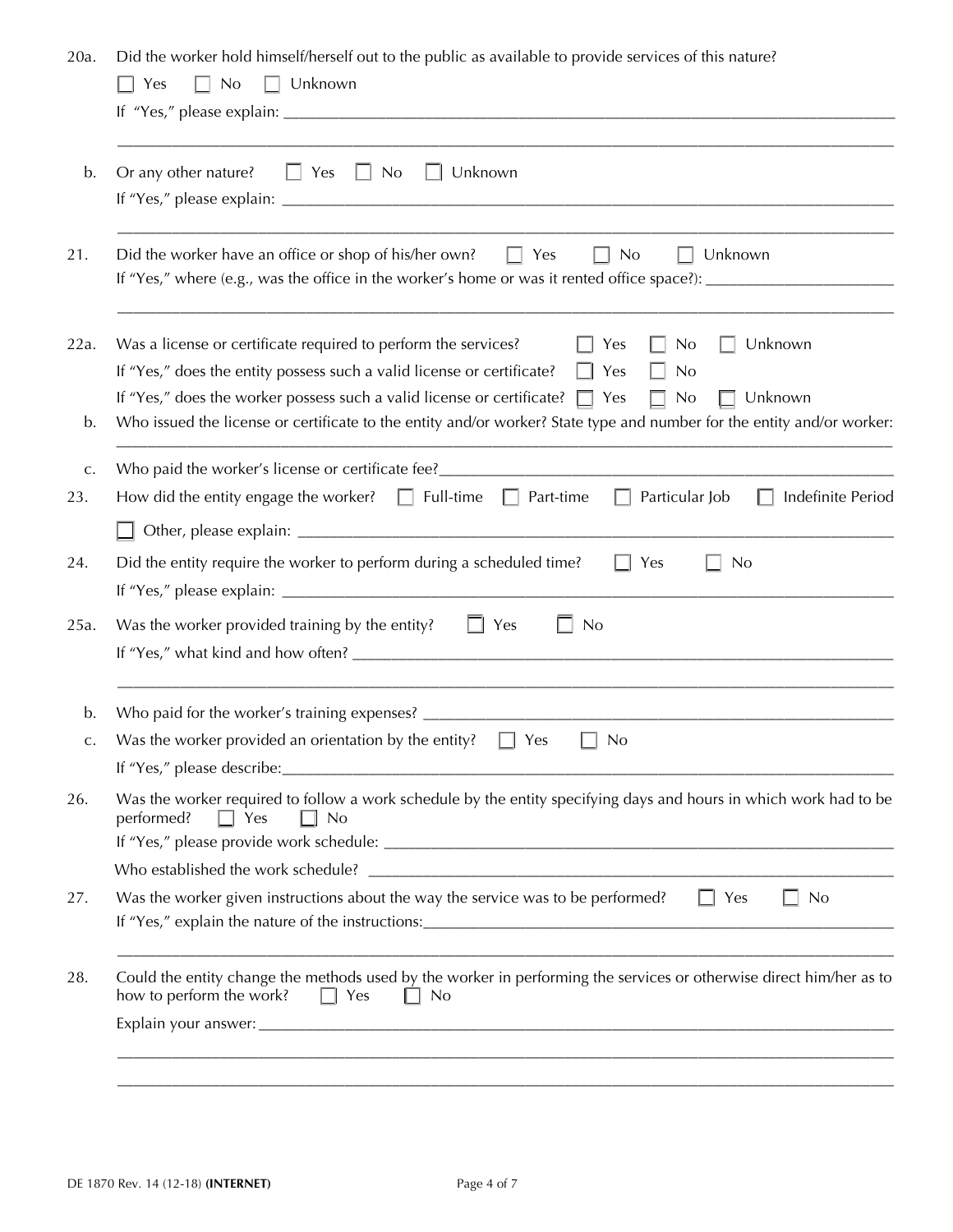20a. Did the worker hold himself/herself out to the public as available to provide services of this nature?

☐ Yes ☐ No ☐ Unknown

If "Yes," please explain: ______________________________________________________________________________

_______________________________________________________________________________________________

b. Or any other nature? ☐ Yes ☐ No ☐ Unknown

If "Yes," please explain: ______________________________________________________________________________

_______________________________________________________________________________________________

21. Did the worker have an office or shop of his/her own? ☐ Yes ☐ No ☐ Unknown

If "Yes," where (e.g., was the office in the worker's home or was it rented office space?): _______________________

_______________________________________________________________________________________________

22a. Was a license or certificate required to perform the services? ☐ Yes ☐ No ☐ Unknown

If "Yes," does the entity possess such a valid license or certificate? ☐ Yes ☐ No

If "Yes," does the worker possess such a valid license or certificate? ☐ Yes ☐ No ☐ Unknown

b. Who issued the license or certificate to the entity and/or worker? State type and number for the entity and/or worker:

_______________________________________________________________________________________________

c. Who paid the worker's license or certificate fee?_____________________________________________________

23. How did the entity engage the worker? ☐ Full-time ☐ Part-time ☐ Particular Job ☐ Indefinite Period

☐ Other, please explain: ________________________________________________________________________

24. Did the entity require the worker to perform during a scheduled time? ☐ Yes ☐ No

If "Yes," please explain: ______________________________________________________________________________

25a. Was the worker provided training by the entity? ☐ Yes ☐ No

If "Yes," what kind and how often? ______________________________________________________________

_______________________________________________________________________________________________

b. Who paid for the worker's training expenses? _________________________________________________________

c. Was the worker provided an orientation by the entity? ☐ Yes ☐ No

If "Yes," please describe:______________________________________________________________________________

26. Was the worker required to follow a work schedule by the entity specifying days and hours in which work had to be performed? ☐ Yes ☐ No

If "Yes," please provide work schedule: _____________________________________________________________

Who established the work schedule? ________________________________________________________________

27. Was the worker given instructions about the way the service was to be performed? ☐ Yes ☐ No

If "Yes," explain the nature of the instructions:___________________________________________________________

_______________________________________________________________________________________________

28. Could the entity change the methods used by the worker in performing the services or otherwise direct him/her as to how to perform the work? ☐ Yes ☐ No

Explain your answer: _________________________________________________________________________________

_______________________________________________________________________________________________

_______________________________________________________________________________________________

DE 1870 Rev. 14 (12-18) **(INTERNET)**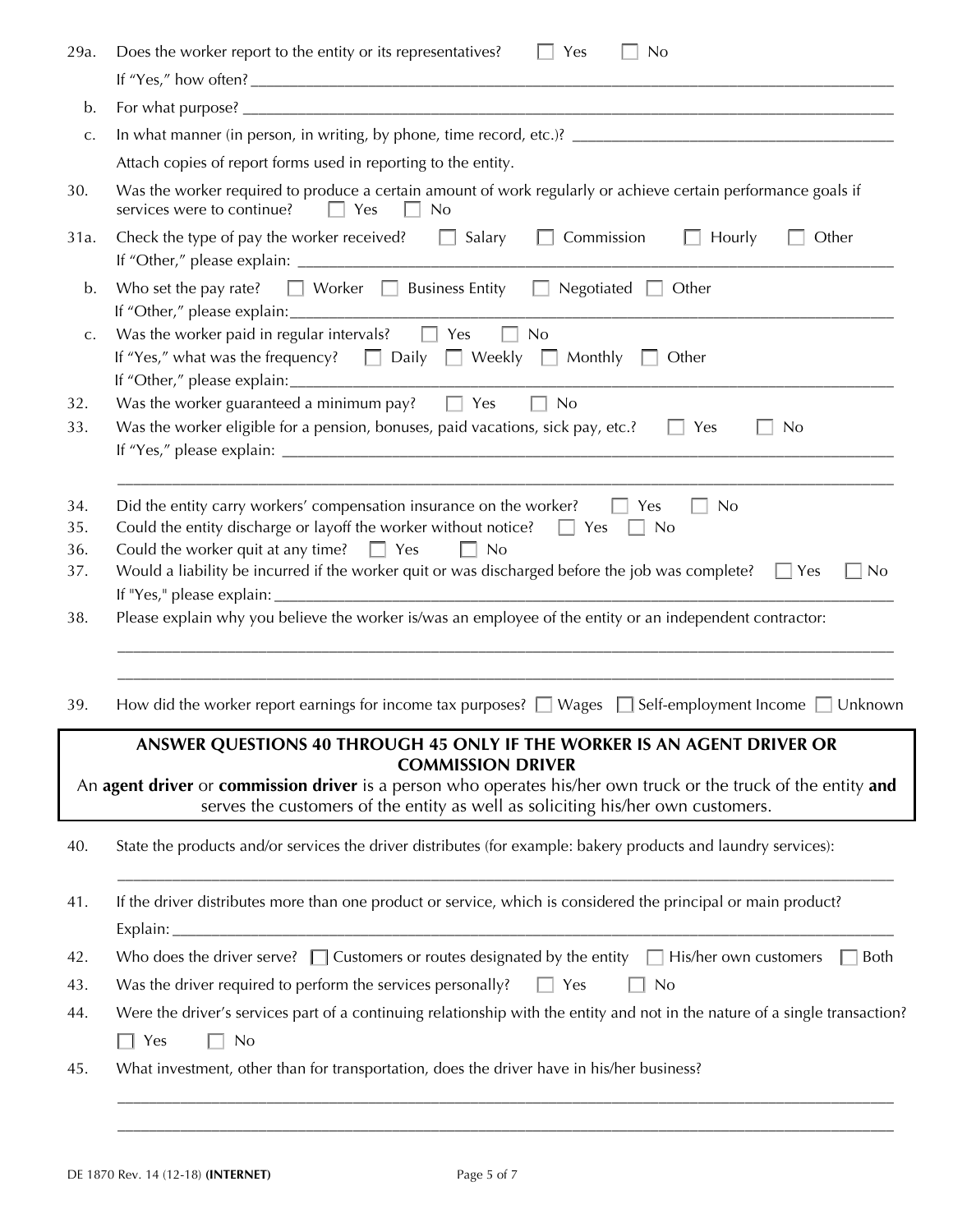29a. Does the worker report to the entity or its representatives? ☐ Yes ☐ No

If "Yes," how often? ____________________________________________

b. For what purpose? ____________________________________________

c. In what manner (in person, in writing, by phone, time record, etc.)? ____________________

Attach copies of report forms used in reporting to the entity.

30. Was the worker required to produce a certain amount of work regularly or achieve certain performance goals if services were to continue? ☐ Yes ☐ No

31a. Check the type of pay the worker received? ☐ Salary ☐ Commission ☐ Hourly ☐ Other

If "Other," please explain: ____________________________________________

b. Who set the pay rate? ☐ Worker ☐ Business Entity ☐ Negotiated ☐ Other

If "Other," please explain: ____________________________________________

c. Was the worker paid in regular intervals? ☐ Yes ☐ No

If "Yes," what was the frequency? ☐ Daily ☐ Weekly ☐ Monthly ☐ Other

If "Other," please explain: ____________________________________________

32. Was the worker guaranteed a minimum pay? ☐ Yes ☐ No

33. Was the worker eligible for a pension, bonuses, paid vacations, sick pay, etc.? ☐ Yes ☐ No

If "Yes," please explain: ____________________________________________

____________________________________________

34. Did the entity carry workers' compensation insurance on the worker? ☐ Yes ☐ No

35. Could the entity discharge or layoff the worker without notice? ☐ Yes ☐ No

36. Could the worker quit at any time? ☐ Yes ☐ No

37. Would a liability be incurred if the worker quit or was discharged before the job was complete? ☐ Yes ☐ No

If "Yes," please explain: ____________________________________________

38. Please explain why you believe the worker is/was an employee of the entity or an independent contractor:

____________________________________________

____________________________________________

39. How did the worker report earnings for income tax purposes? ☐ Wages ☐ Self-employment Income ☐ Unknown

**ANSWER QUESTIONS 40 THROUGH 45 ONLY IF THE WORKER IS AN AGENT DRIVER OR COMMISSION DRIVER**

An **agent driver** or **commission driver** is a person who operates his/her own truck or the truck of the entity **and** serves the customers of the entity as well as soliciting his/her own customers.

40. State the products and/or services the driver distributes (for example: bakery products and laundry services):

____________________________________________

41. If the driver distributes more than one product or service, which is considered the principal or main product?

Explain: ____________________________________________

42. Who does the driver serve? ☐ Customers or routes designated by the entity ☐ His/her own customers ☐ Both

43. Was the driver required to perform the services personally? ☐ Yes ☐ No

44. Were the driver's services part of a continuing relationship with the entity and not in the nature of a single transaction?

☐ Yes ☐ No

45. What investment, other than for transportation, does the driver have in his/her business?

____________________________________________

____________________________________________

DE 1870 Rev. 14 (12-18) **(INTERNET)**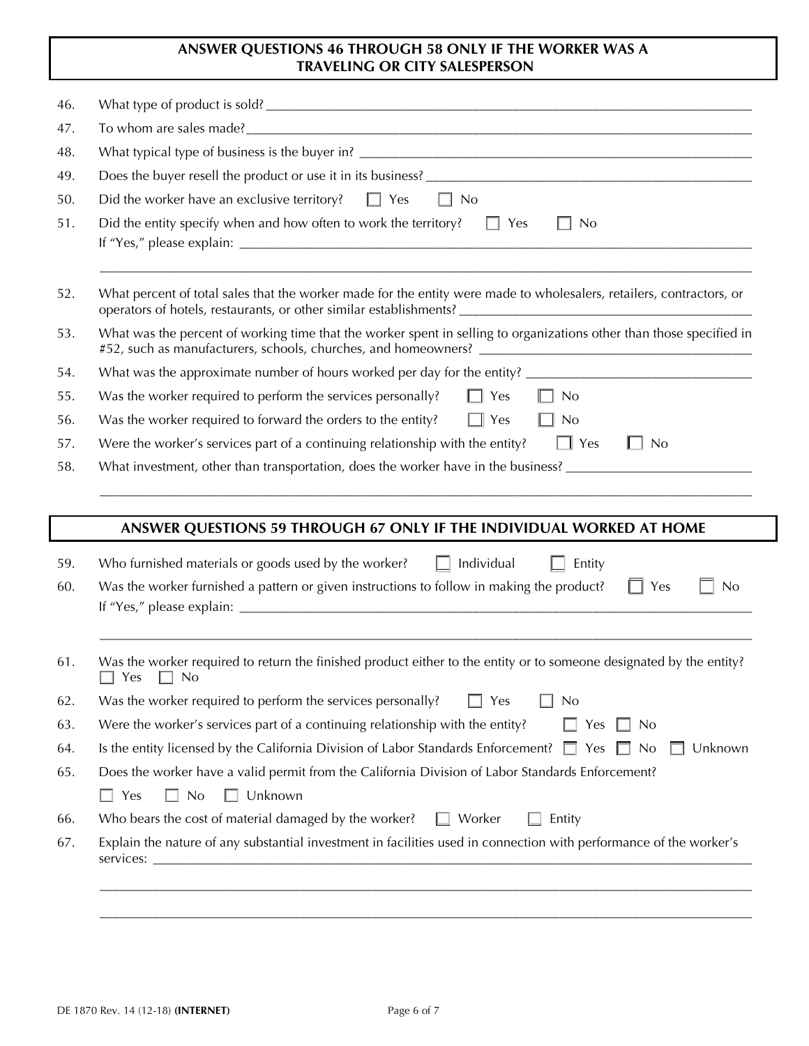## ANSWER QUESTIONS 46 THROUGH 58 ONLY IF THE WORKER WAS A TRAVELING OR CITY SALESPERSON

46. What type of product is sold? ____________________

47. To whom are sales made? ____________________

48. What typical type of business is the buyer in? ____________________

49. Does the buyer resell the product or use it in its business? ____________________

50. Did the worker have an exclusive territory? ☐ Yes ☐ No

51. Did the entity specify when and how often to work the territory? ☐ Yes ☐ No
If "Yes," please explain: ____________________
____________________

52. What percent of total sales that the worker made for the entity were made to wholesalers, retailers, contractors, or operators of hotels, restaurants, or other similar establishments? ____________________

53. What was the percent of working time that the worker spent in selling to organizations other than those specified in #52, such as manufacturers, schools, churches, and homeowners? ____________________

54. What was the approximate number of hours worked per day for the entity? ____________________

55. Was the worker required to perform the services personally? ☐ Yes ☐ No

56. Was the worker required to forward the orders to the entity? ☐ Yes ☐ No

57. Were the worker's services part of a continuing relationship with the entity? ☐ Yes ☐ No

58. What investment, other than transportation, does the worker have in the business? ____________________
____________________

## ANSWER QUESTIONS 59 THROUGH 67 ONLY IF THE INDIVIDUAL WORKED AT HOME

59. Who furnished materials or goods used by the worker? ☐ Individual ☐ Entity

60. Was the worker furnished a pattern or given instructions to follow in making the product? ☐ Yes ☐ No
If "Yes," please explain: ____________________
____________________

61. Was the worker required to return the finished product either to the entity or to someone designated by the entity?
☐ Yes ☐ No

62. Was the worker required to perform the services personally? ☐ Yes ☐ No

63. Were the worker's services part of a continuing relationship with the entity? ☐ Yes ☐ No

64. Is the entity licensed by the California Division of Labor Standards Enforcement? ☐ Yes ☐ No ☐ Unknown

65. Does the worker have a valid permit from the California Division of Labor Standards Enforcement?
☐ Yes ☐ No ☐ Unknown

66. Who bears the cost of material damaged by the worker? ☐ Worker ☐ Entity

67. Explain the nature of any substantial investment in facilities used in connection with performance of the worker's services: ____________________
____________________
____________________

DE 1870 Rev. 14 (12-18) **(INTERNET)**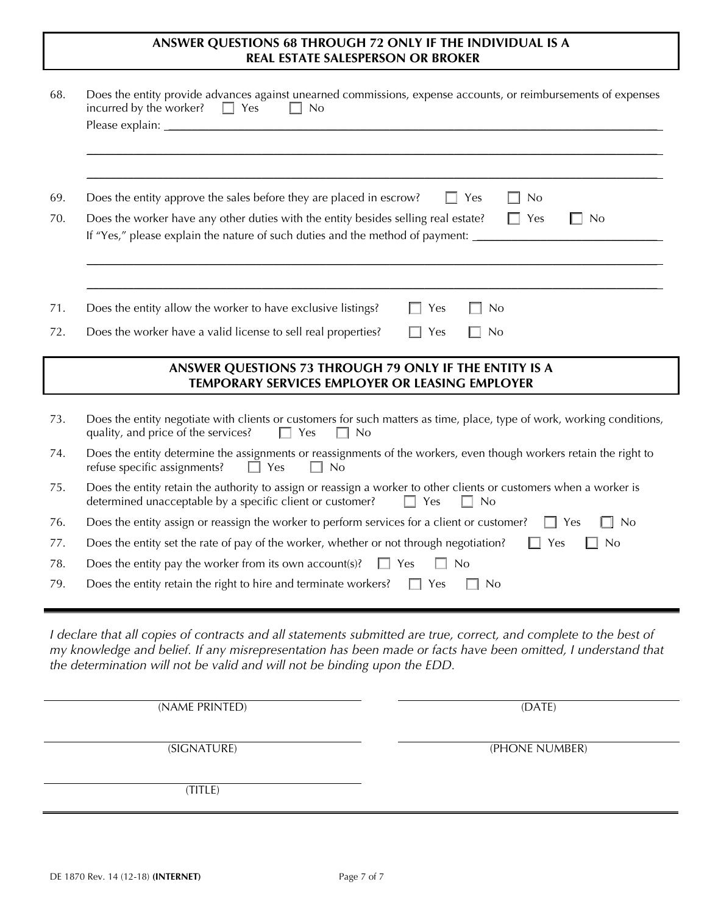## ANSWER QUESTIONS 68 THROUGH 72 ONLY IF THE INDIVIDUAL IS A REAL ESTATE SALESPERSON OR BROKER

68. Does the entity provide advances against unearned commissions, expense accounts, or reimbursements of expenses incurred by the worker? ☐ Yes ☐ No
    Please explain: ______________________________________________

69. Does the entity approve the sales before they are placed in escrow? ☐ Yes ☐ No

70. Does the worker have any other duties with the entity besides selling real estate? ☐ Yes ☐ No
    If "Yes," please explain the nature of such duties and the method of payment: ______________________________________________

71. Does the entity allow the worker to have exclusive listings? ☐ Yes ☐ No

72. Does the worker have a valid license to sell real properties? ☐ Yes ☐ No

## ANSWER QUESTIONS 73 THROUGH 79 ONLY IF THE ENTITY IS A TEMPORARY SERVICES EMPLOYER OR LEASING EMPLOYER

73. Does the entity negotiate with clients or customers for such matters as time, place, type of work, working conditions, quality, and price of the services? ☐ Yes ☐ No

74. Does the entity determine the assignments or reassignments of the workers, even though workers retain the right to refuse specific assignments? ☐ Yes ☐ No

75. Does the entity retain the authority to assign or reassign a worker to other clients or customers when a worker is determined unacceptable by a specific client or customer? ☐ Yes ☐ No

76. Does the entity assign or reassign the worker to perform services for a client or customer? ☐ Yes ☐ No

77. Does the entity set the rate of pay of the worker, whether or not through negotiation? ☐ Yes ☐ No

78. Does the entity pay the worker from its own account(s)? ☐ Yes ☐ No

79. Does the entity retain the right to hire and terminate workers? ☐ Yes ☐ No

*I declare that all copies of contracts and all statements submitted are true, correct, and complete to the best of my knowledge and belief. If any misrepresentation has been made or facts have been omitted, I understand that the determination will not be valid and will not be binding upon the EDD.*

______________________________ (NAME PRINTED)

______________________________ (DATE)

______________________________ (SIGNATURE)

______________________________ (PHONE NUMBER)

______________________________ (TITLE)

DE 1870 Rev. 14 (12-18) **(INTERNET)**